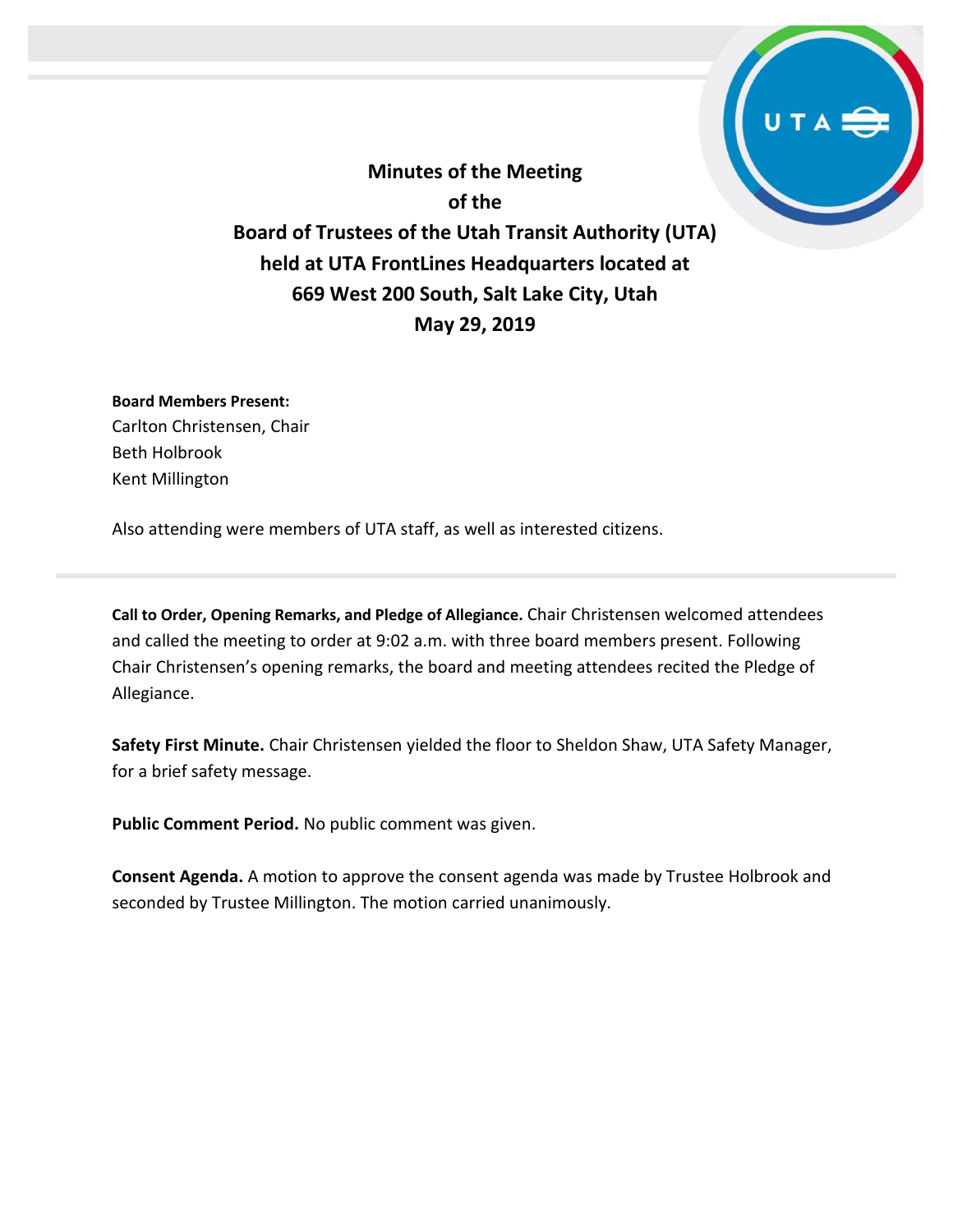# Minutes of the Meeting of the Board of Trustees of the Utah Transit Authority (UTA) held at UTA FrontLines Headquarters located at 669 West 200 South, Salt Lake City, Utah May 29, 2019

**Board Members Present:**
Carlton Christensen, Chair
Beth Holbrook
Kent Millington

Also attending were members of UTA staff, as well as interested citizens.

---

**Call to Order, Opening Remarks, and Pledge of Allegiance.** Chair Christensen welcomed attendees and called the meeting to order at 9:02 a.m. with three board members present. Following Chair Christensen's opening remarks, the board and meeting attendees recited the Pledge of Allegiance.

**Safety First Minute.** Chair Christensen yielded the floor to Sheldon Shaw, UTA Safety Manager, for a brief safety message.

**Public Comment Period.** No public comment was given.

**Consent Agenda.** A motion to approve the consent agenda was made by Trustee Holbrook and seconded by Trustee Millington. The motion carried unanimously.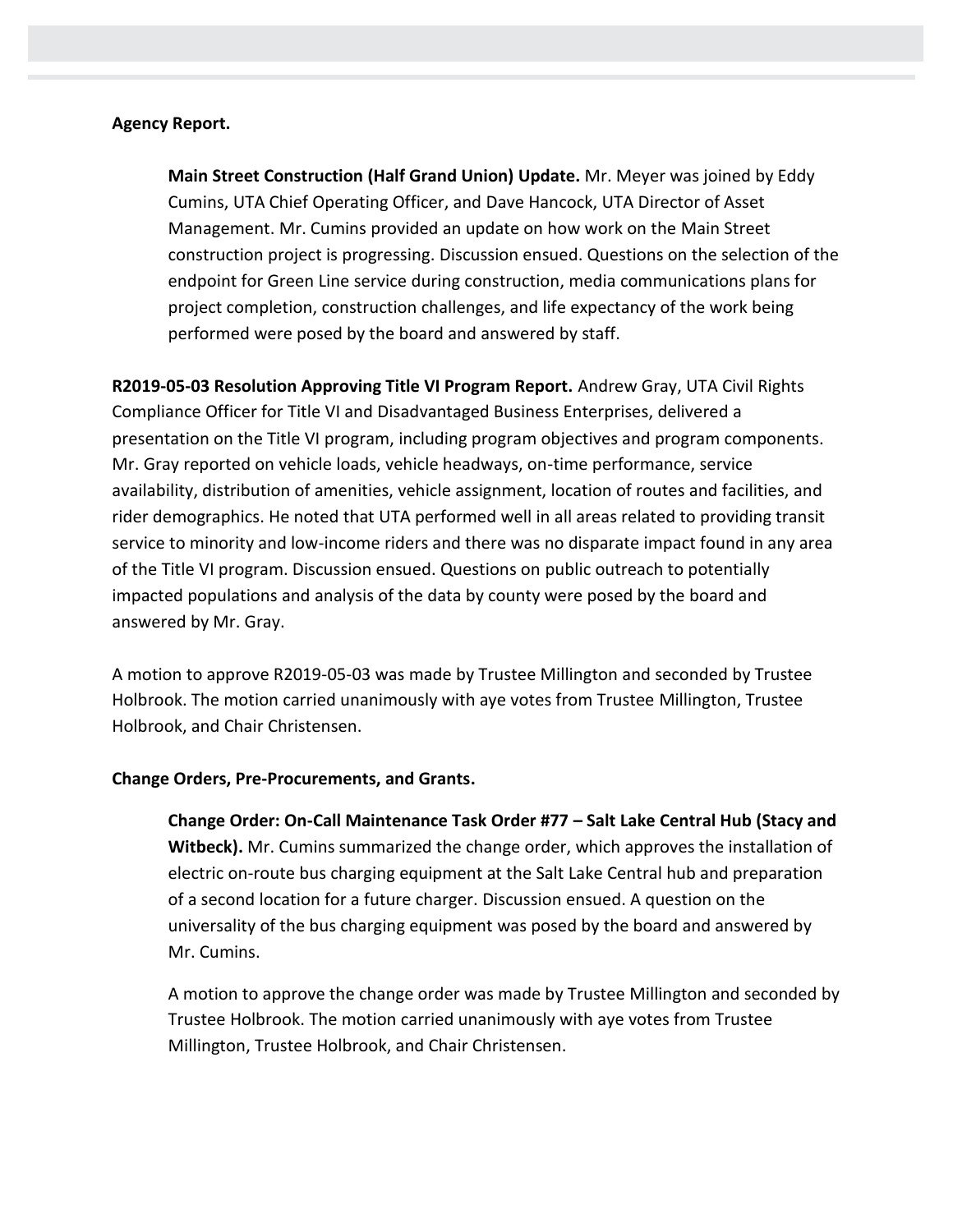**Agency Report.**

**Main Street Construction (Half Grand Union) Update.** Mr. Meyer was joined by Eddy Cumins, UTA Chief Operating Officer, and Dave Hancock, UTA Director of Asset Management. Mr. Cumins provided an update on how work on the Main Street construction project is progressing. Discussion ensued. Questions on the selection of the endpoint for Green Line service during construction, media communications plans for project completion, construction challenges, and life expectancy of the work being performed were posed by the board and answered by staff.

**R2019-05-03 Resolution Approving Title VI Program Report.** Andrew Gray, UTA Civil Rights Compliance Officer for Title VI and Disadvantaged Business Enterprises, delivered a presentation on the Title VI program, including program objectives and program components. Mr. Gray reported on vehicle loads, vehicle headways, on-time performance, service availability, distribution of amenities, vehicle assignment, location of routes and facilities, and rider demographics. He noted that UTA performed well in all areas related to providing transit service to minority and low-income riders and there was no disparate impact found in any area of the Title VI program. Discussion ensued. Questions on public outreach to potentially impacted populations and analysis of the data by county were posed by the board and answered by Mr. Gray.

A motion to approve R2019-05-03 was made by Trustee Millington and seconded by Trustee Holbrook. The motion carried unanimously with aye votes from Trustee Millington, Trustee Holbrook, and Chair Christensen.

**Change Orders, Pre-Procurements, and Grants.**

**Change Order: On-Call Maintenance Task Order #77 – Salt Lake Central Hub (Stacy and Witbeck).** Mr. Cumins summarized the change order, which approves the installation of electric on-route bus charging equipment at the Salt Lake Central hub and preparation of a second location for a future charger. Discussion ensued. A question on the universality of the bus charging equipment was posed by the board and answered by Mr. Cumins.

A motion to approve the change order was made by Trustee Millington and seconded by Trustee Holbrook. The motion carried unanimously with aye votes from Trustee Millington, Trustee Holbrook, and Chair Christensen.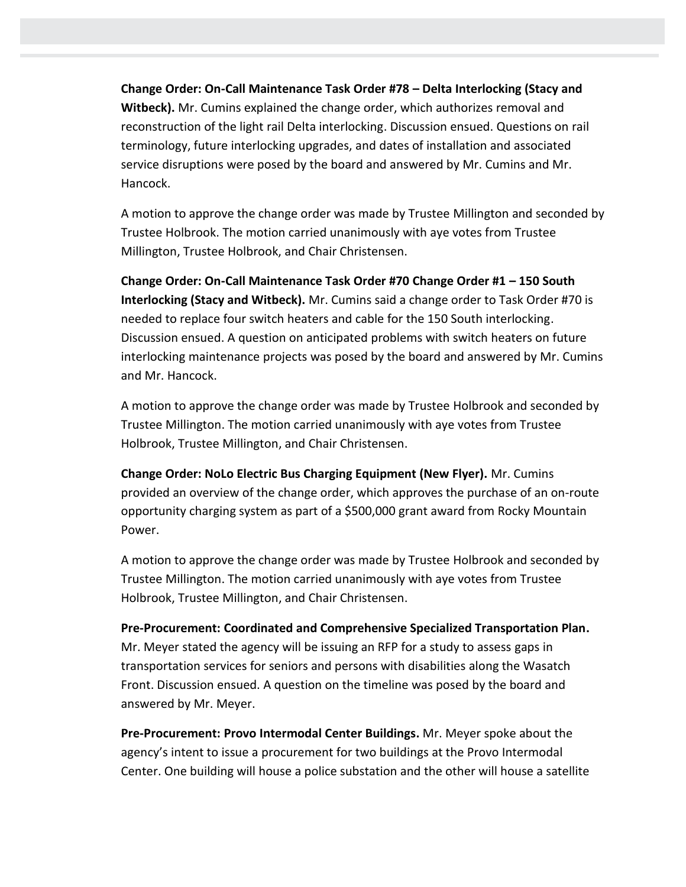**Change Order: On-Call Maintenance Task Order #78 – Delta Interlocking (Stacy and Witbeck).** Mr. Cumins explained the change order, which authorizes removal and reconstruction of the light rail Delta interlocking. Discussion ensued. Questions on rail terminology, future interlocking upgrades, and dates of installation and associated service disruptions were posed by the board and answered by Mr. Cumins and Mr. Hancock.

A motion to approve the change order was made by Trustee Millington and seconded by Trustee Holbrook. The motion carried unanimously with aye votes from Trustee Millington, Trustee Holbrook, and Chair Christensen.

**Change Order: On-Call Maintenance Task Order #70 Change Order #1 – 150 South Interlocking (Stacy and Witbeck).** Mr. Cumins said a change order to Task Order #70 is needed to replace four switch heaters and cable for the 150 South interlocking. Discussion ensued. A question on anticipated problems with switch heaters on future interlocking maintenance projects was posed by the board and answered by Mr. Cumins and Mr. Hancock.

A motion to approve the change order was made by Trustee Holbrook and seconded by Trustee Millington. The motion carried unanimously with aye votes from Trustee Holbrook, Trustee Millington, and Chair Christensen.

**Change Order: NoLo Electric Bus Charging Equipment (New Flyer).** Mr. Cumins provided an overview of the change order, which approves the purchase of an on-route opportunity charging system as part of a $500,000 grant award from Rocky Mountain Power.

A motion to approve the change order was made by Trustee Holbrook and seconded by Trustee Millington. The motion carried unanimously with aye votes from Trustee Holbrook, Trustee Millington, and Chair Christensen.

**Pre-Procurement: Coordinated and Comprehensive Specialized Transportation Plan.** Mr. Meyer stated the agency will be issuing an RFP for a study to assess gaps in transportation services for seniors and persons with disabilities along the Wasatch Front. Discussion ensued. A question on the timeline was posed by the board and answered by Mr. Meyer.

**Pre-Procurement: Provo Intermodal Center Buildings.** Mr. Meyer spoke about the agency's intent to issue a procurement for two buildings at the Provo Intermodal Center. One building will house a police substation and the other will house a satellite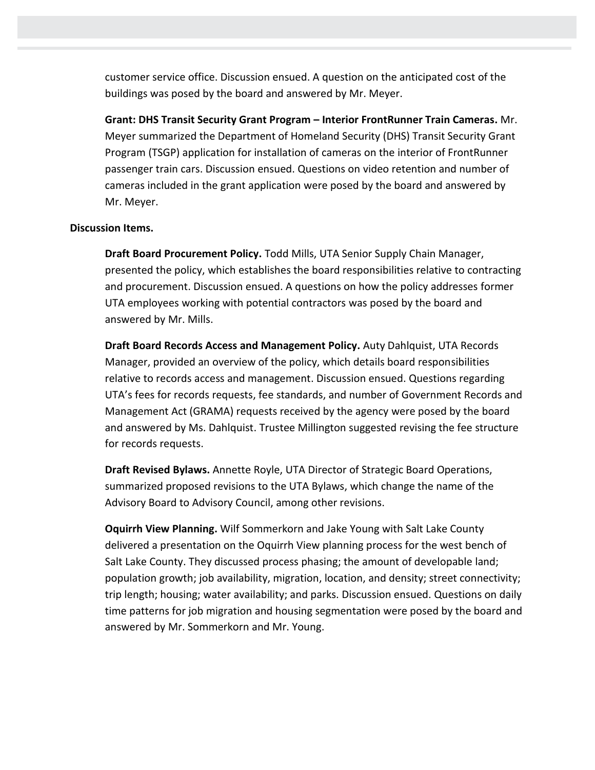customer service office. Discussion ensued. A question on the anticipated cost of the buildings was posed by the board and answered by Mr. Meyer.

**Grant: DHS Transit Security Grant Program – Interior FrontRunner Train Cameras.** Mr. Meyer summarized the Department of Homeland Security (DHS) Transit Security Grant Program (TSGP) application for installation of cameras on the interior of FrontRunner passenger train cars. Discussion ensued. Questions on video retention and number of cameras included in the grant application were posed by the board and answered by Mr. Meyer.

**Discussion Items.**

**Draft Board Procurement Policy.** Todd Mills, UTA Senior Supply Chain Manager, presented the policy, which establishes the board responsibilities relative to contracting and procurement. Discussion ensued. A questions on how the policy addresses former UTA employees working with potential contractors was posed by the board and answered by Mr. Mills.

**Draft Board Records Access and Management Policy.** Auty Dahlquist, UTA Records Manager, provided an overview of the policy, which details board responsibilities relative to records access and management. Discussion ensued. Questions regarding UTA's fees for records requests, fee standards, and number of Government Records and Management Act (GRAMA) requests received by the agency were posed by the board and answered by Ms. Dahlquist. Trustee Millington suggested revising the fee structure for records requests.

**Draft Revised Bylaws.** Annette Royle, UTA Director of Strategic Board Operations, summarized proposed revisions to the UTA Bylaws, which change the name of the Advisory Board to Advisory Council, among other revisions.

**Oquirrh View Planning.** Wilf Sommerkorn and Jake Young with Salt Lake County delivered a presentation on the Oquirrh View planning process for the west bench of Salt Lake County. They discussed process phasing; the amount of developable land; population growth; job availability, migration, location, and density; street connectivity; trip length; housing; water availability; and parks. Discussion ensued. Questions on daily time patterns for job migration and housing segmentation were posed by the board and answered by Mr. Sommerkorn and Mr. Young.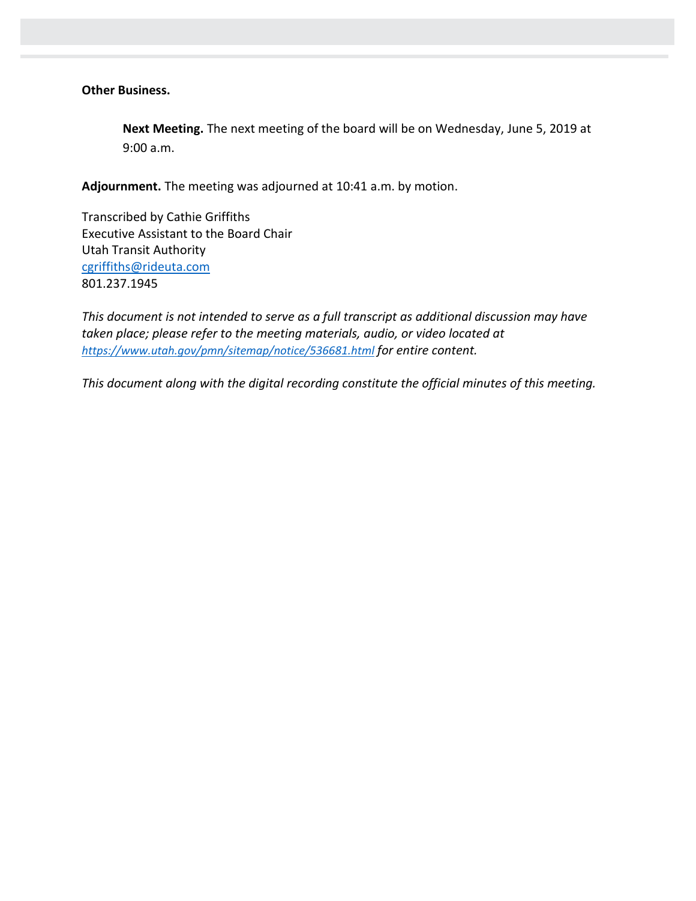**Other Business.**

**Next Meeting.** The next meeting of the board will be on Wednesday, June 5, 2019 at 9:00 a.m.

**Adjournment.** The meeting was adjourned at 10:41 a.m. by motion.

Transcribed by Cathie Griffiths
Executive Assistant to the Board Chair
Utah Transit Authority
cgriffiths@rideuta.com
801.237.1945

*This document is not intended to serve as a full transcript as additional discussion may have taken place; please refer to the meeting materials, audio, or video located at https://www.utah.gov/pmn/sitemap/notice/536681.html for entire content.*

*This document along with the digital recording constitute the official minutes of this meeting.*